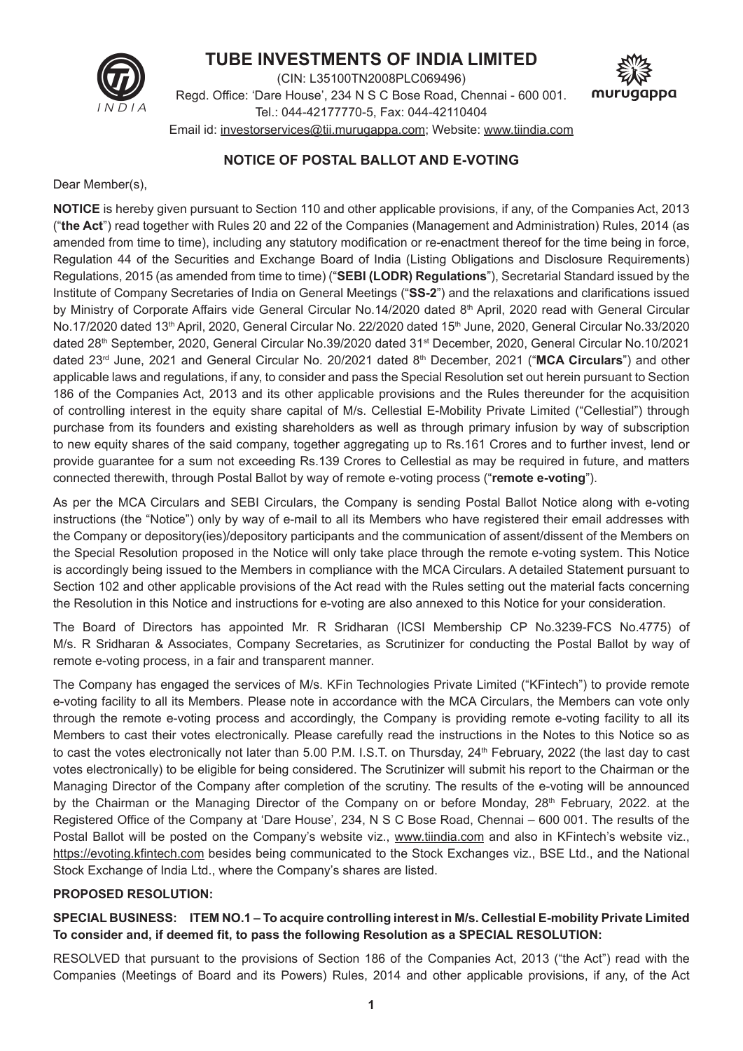# TUBE INVESTMENTS OF INDIA LIMITED

(CIN: L35100TN2008PLC069496)
Regd. Office: 'Dare House', 234 N S C Bose Road, Chennai - 600 001.
Tel.: 044-42177770-5, Fax: 044-42110404
Email id: investorservices@tii.murugappa.com; Website: www.tiindia.com

## NOTICE OF POSTAL BALLOT AND E-VOTING

Dear Member(s),

**NOTICE** is hereby given pursuant to Section 110 and other applicable provisions, if any, of the Companies Act, 2013 ("**the Act**") read together with Rules 20 and 22 of the Companies (Management and Administration) Rules, 2014 (as amended from time to time), including any statutory modification or re-enactment thereof for the time being in force, Regulation 44 of the Securities and Exchange Board of India (Listing Obligations and Disclosure Requirements) Regulations, 2015 (as amended from time to time) ("**SEBI (LODR) Regulations**"), Secretarial Standard issued by the Institute of Company Secretaries of India on General Meetings ("**SS-2**") and the relaxations and clarifications issued by Ministry of Corporate Affairs vide General Circular No.14/2020 dated 8th April, 2020 read with General Circular No.17/2020 dated 13th April, 2020, General Circular No. 22/2020 dated 15th June, 2020, General Circular No.33/2020 dated 28th September, 2020, General Circular No.39/2020 dated 31st December, 2020, General Circular No.10/2021 dated 23rd June, 2021 and General Circular No. 20/2021 dated 8th December, 2021 ("**MCA Circulars**") and other applicable laws and regulations, if any, to consider and pass the Special Resolution set out herein pursuant to Section 186 of the Companies Act, 2013 and its other applicable provisions and the Rules thereunder for the acquisition of controlling interest in the equity share capital of M/s. Cellestial E-Mobility Private Limited ("Cellestial") through purchase from its founders and existing shareholders as well as through primary infusion by way of subscription to new equity shares of the said company, together aggregating up to Rs.161 Crores and to further invest, lend or provide guarantee for a sum not exceeding Rs.139 Crores to Cellestial as may be required in future, and matters connected therewith, through Postal Ballot by way of remote e-voting process ("**remote e-voting**").

As per the MCA Circulars and SEBI Circulars, the Company is sending Postal Ballot Notice along with e-voting instructions (the "Notice") only by way of e-mail to all its Members who have registered their email addresses with the Company or depository(ies)/depository participants and the communication of assent/dissent of the Members on the Special Resolution proposed in the Notice will only take place through the remote e-voting system. This Notice is accordingly being issued to the Members in compliance with the MCA Circulars. A detailed Statement pursuant to Section 102 and other applicable provisions of the Act read with the Rules setting out the material facts concerning the Resolution in this Notice and instructions for e-voting are also annexed to this Notice for your consideration.

The Board of Directors has appointed Mr. R Sridharan (ICSI Membership CP No.3239-FCS No.4775) of M/s. R Sridharan & Associates, Company Secretaries, as Scrutinizer for conducting the Postal Ballot by way of remote e-voting process, in a fair and transparent manner.

The Company has engaged the services of M/s. KFin Technologies Private Limited ("KFintech") to provide remote e-voting facility to all its Members. Please note in accordance with the MCA Circulars, the Members can vote only through the remote e-voting process and accordingly, the Company is providing remote e-voting facility to all its Members to cast their votes electronically. Please carefully read the instructions in the Notes to this Notice so as to cast the votes electronically not later than 5.00 P.M. I.S.T. on Thursday, 24th February, 2022 (the last day to cast votes electronically) to be eligible for being considered. The Scrutinizer will submit his report to the Chairman or the Managing Director of the Company after completion of the scrutiny. The results of the e-voting will be announced by the Chairman or the Managing Director of the Company on or before Monday, 28th February, 2022. at the Registered Office of the Company at 'Dare House', 234, N S C Bose Road, Chennai – 600 001. The results of the Postal Ballot will be posted on the Company's website viz., www.tiindia.com and also in KFintech's website viz., https://evoting.kfintech.com besides being communicated to the Stock Exchanges viz., BSE Ltd., and the National Stock Exchange of India Ltd., where the Company's shares are listed.

**PROPOSED RESOLUTION:**

**SPECIAL BUSINESS: ITEM NO.1 – To acquire controlling interest in M/s. Cellestial E-mobility Private Limited To consider and, if deemed fit, to pass the following Resolution as a SPECIAL RESOLUTION:**

RESOLVED that pursuant to the provisions of Section 186 of the Companies Act, 2013 ("the Act") read with the Companies (Meetings of Board and its Powers) Rules, 2014 and other applicable provisions, if any, of the Act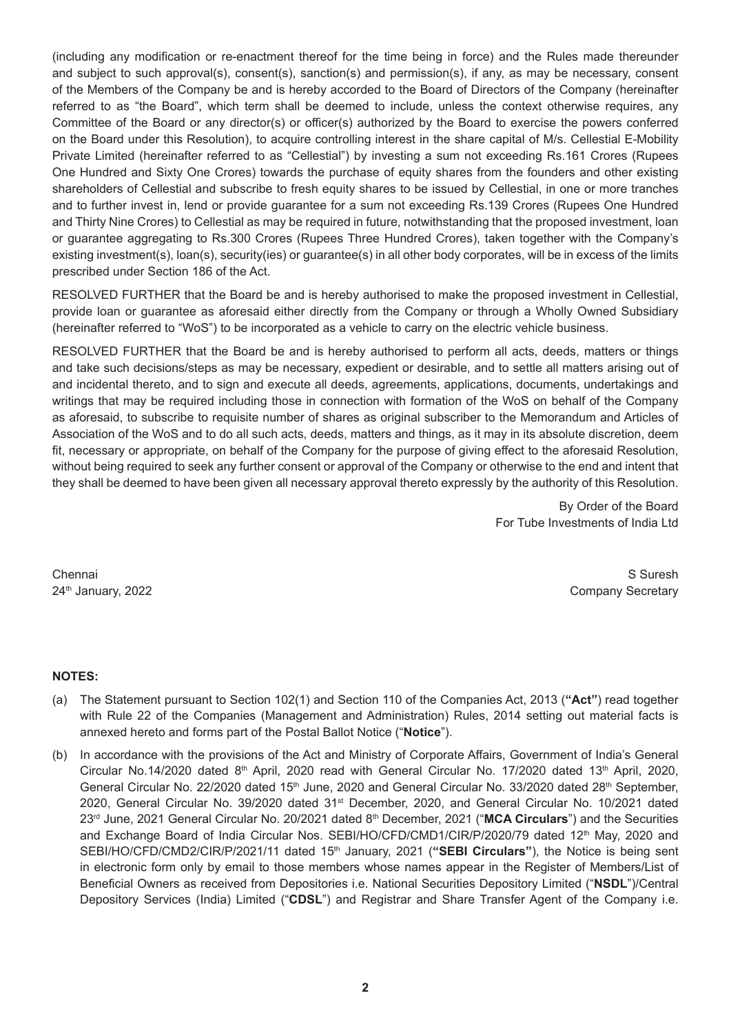(including any modification or re-enactment thereof for the time being in force) and the Rules made thereunder and subject to such approval(s), consent(s), sanction(s) and permission(s), if any, as may be necessary, consent of the Members of the Company be and is hereby accorded to the Board of Directors of the Company (hereinafter referred to as "the Board", which term shall be deemed to include, unless the context otherwise requires, any Committee of the Board or any director(s) or officer(s) authorized by the Board to exercise the powers conferred on the Board under this Resolution), to acquire controlling interest in the share capital of M/s. Cellestial E-Mobility Private Limited (hereinafter referred to as "Cellestial") by investing a sum not exceeding Rs.161 Crores (Rupees One Hundred and Sixty One Crores) towards the purchase of equity shares from the founders and other existing shareholders of Cellestial and subscribe to fresh equity shares to be issued by Cellestial, in one or more tranches and to further invest in, lend or provide guarantee for a sum not exceeding Rs.139 Crores (Rupees One Hundred and Thirty Nine Crores) to Cellestial as may be required in future, notwithstanding that the proposed investment, loan or guarantee aggregating to Rs.300 Crores (Rupees Three Hundred Crores), taken together with the Company's existing investment(s), loan(s), security(ies) or guarantee(s) in all other body corporates, will be in excess of the limits prescribed under Section 186 of the Act.

RESOLVED FURTHER that the Board be and is hereby authorised to make the proposed investment in Cellestial, provide loan or guarantee as aforesaid either directly from the Company or through a Wholly Owned Subsidiary (hereinafter referred to "WoS") to be incorporated as a vehicle to carry on the electric vehicle business.

RESOLVED FURTHER that the Board be and is hereby authorised to perform all acts, deeds, matters or things and take such decisions/steps as may be necessary, expedient or desirable, and to settle all matters arising out of and incidental thereto, and to sign and execute all deeds, agreements, applications, documents, undertakings and writings that may be required including those in connection with formation of the WoS on behalf of the Company as aforesaid, to subscribe to requisite number of shares as original subscriber to the Memorandum and Articles of Association of the WoS and to do all such acts, deeds, matters and things, as it may in its absolute discretion, deem fit, necessary or appropriate, on behalf of the Company for the purpose of giving effect to the aforesaid Resolution, without being required to seek any further consent or approval of the Company or otherwise to the end and intent that they shall be deemed to have been given all necessary approval thereto expressly by the authority of this Resolution.

By Order of the Board
For Tube Investments of India Ltd

Chennai
24th January, 2022

S Suresh
Company Secretary

**NOTES:**

(a) The Statement pursuant to Section 102(1) and Section 110 of the Companies Act, 2013 (**"Act"**) read together with Rule 22 of the Companies (Management and Administration) Rules, 2014 setting out material facts is annexed hereto and forms part of the Postal Ballot Notice ("**Notice**").

(b) In accordance with the provisions of the Act and Ministry of Corporate Affairs, Government of India's General Circular No.14/2020 dated 8th April, 2020 read with General Circular No. 17/2020 dated 13th April, 2020, General Circular No. 22/2020 dated 15th June, 2020 and General Circular No. 33/2020 dated 28th September, 2020, General Circular No. 39/2020 dated 31st December, 2020, and General Circular No. 10/2021 dated 23rd June, 2021 General Circular No. 20/2021 dated 8th December, 2021 ("**MCA Circulars**") and the Securities and Exchange Board of India Circular Nos. SEBI/HO/CFD/CMD1/CIR/P/2020/79 dated 12th May, 2020 and SEBI/HO/CFD/CMD2/CIR/P/2021/11 dated 15th January, 2021 (**"SEBI Circulars"**), the Notice is being sent in electronic form only by email to those members whose names appear in the Register of Members/List of Beneficial Owners as received from Depositories i.e. National Securities Depository Limited ("**NSDL**")/Central Depository Services (India) Limited ("**CDSL**") and Registrar and Share Transfer Agent of the Company i.e.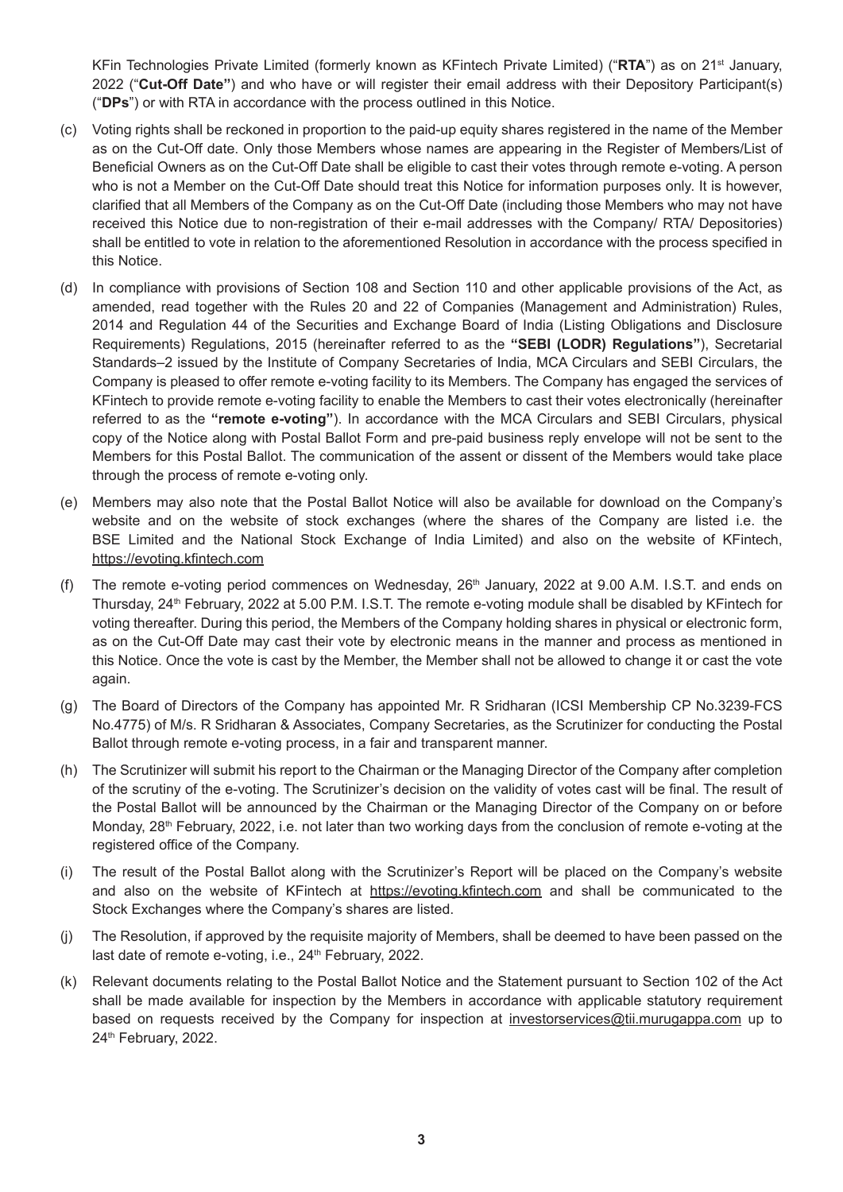KFin Technologies Private Limited (formerly known as KFintech Private Limited) ("**RTA**") as on 21st January, 2022 ("**Cut-Off Date"**) and who have or will register their email address with their Depository Participant(s) ("**DPs**") or with RTA in accordance with the process outlined in this Notice.

(c) Voting rights shall be reckoned in proportion to the paid-up equity shares registered in the name of the Member as on the Cut-Off date. Only those Members whose names are appearing in the Register of Members/List of Beneficial Owners as on the Cut-Off Date shall be eligible to cast their votes through remote e-voting. A person who is not a Member on the Cut-Off Date should treat this Notice for information purposes only. It is however, clarified that all Members of the Company as on the Cut-Off Date (including those Members who may not have received this Notice due to non-registration of their e-mail addresses with the Company/ RTA/ Depositories) shall be entitled to vote in relation to the aforementioned Resolution in accordance with the process specified in this Notice.

(d) In compliance with provisions of Section 108 and Section 110 and other applicable provisions of the Act, as amended, read together with the Rules 20 and 22 of Companies (Management and Administration) Rules, 2014 and Regulation 44 of the Securities and Exchange Board of India (Listing Obligations and Disclosure Requirements) Regulations, 2015 (hereinafter referred to as the **"SEBI (LODR) Regulations"**), Secretarial Standards–2 issued by the Institute of Company Secretaries of India, MCA Circulars and SEBI Circulars, the Company is pleased to offer remote e-voting facility to its Members. The Company has engaged the services of KFintech to provide remote e-voting facility to enable the Members to cast their votes electronically (hereinafter referred to as the **"remote e-voting"**). In accordance with the MCA Circulars and SEBI Circulars, physical copy of the Notice along with Postal Ballot Form and pre-paid business reply envelope will not be sent to the Members for this Postal Ballot. The communication of the assent or dissent of the Members would take place through the process of remote e-voting only.

(e) Members may also note that the Postal Ballot Notice will also be available for download on the Company's website and on the website of stock exchanges (where the shares of the Company are listed i.e. the BSE Limited and the National Stock Exchange of India Limited) and also on the website of KFintech, https://evoting.kfintech.com

(f) The remote e-voting period commences on Wednesday, 26th January, 2022 at 9.00 A.M. I.S.T. and ends on Thursday, 24th February, 2022 at 5.00 P.M. I.S.T. The remote e-voting module shall be disabled by KFintech for voting thereafter. During this period, the Members of the Company holding shares in physical or electronic form, as on the Cut-Off Date may cast their vote by electronic means in the manner and process as mentioned in this Notice. Once the vote is cast by the Member, the Member shall not be allowed to change it or cast the vote again.

(g) The Board of Directors of the Company has appointed Mr. R Sridharan (ICSI Membership CP No.3239-FCS No.4775) of M/s. R Sridharan & Associates, Company Secretaries, as the Scrutinizer for conducting the Postal Ballot through remote e-voting process, in a fair and transparent manner.

(h) The Scrutinizer will submit his report to the Chairman or the Managing Director of the Company after completion of the scrutiny of the e-voting. The Scrutinizer's decision on the validity of votes cast will be final. The result of the Postal Ballot will be announced by the Chairman or the Managing Director of the Company on or before Monday, 28th February, 2022, i.e. not later than two working days from the conclusion of remote e-voting at the registered office of the Company.

(i) The result of the Postal Ballot along with the Scrutinizer's Report will be placed on the Company's website and also on the website of KFintech at https://evoting.kfintech.com and shall be communicated to the Stock Exchanges where the Company's shares are listed.

(j) The Resolution, if approved by the requisite majority of Members, shall be deemed to have been passed on the last date of remote e-voting, i.e., 24th February, 2022.

(k) Relevant documents relating to the Postal Ballot Notice and the Statement pursuant to Section 102 of the Act shall be made available for inspection by the Members in accordance with applicable statutory requirement based on requests received by the Company for inspection at investorservices@tii.murugappa.com up to 24th February, 2022.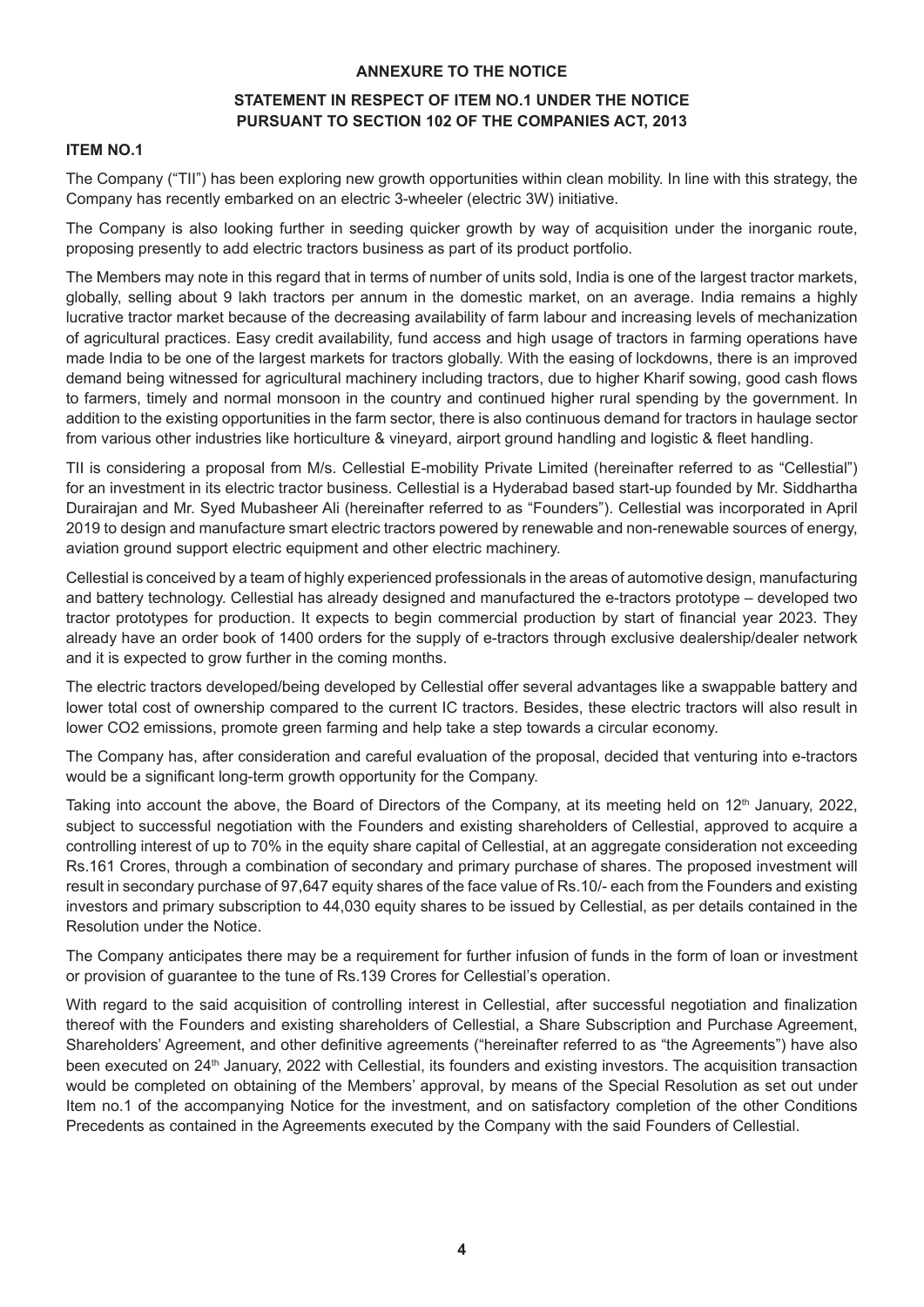**ANNEXURE TO THE NOTICE**

**STATEMENT IN RESPECT OF ITEM NO.1 UNDER THE NOTICE PURSUANT TO SECTION 102 OF THE COMPANIES ACT, 2013**

**ITEM NO.1**

The Company ("TII") has been exploring new growth opportunities within clean mobility. In line with this strategy, the Company has recently embarked on an electric 3-wheeler (electric 3W) initiative.

The Company is also looking further in seeding quicker growth by way of acquisition under the inorganic route, proposing presently to add electric tractors business as part of its product portfolio.

The Members may note in this regard that in terms of number of units sold, India is one of the largest tractor markets, globally, selling about 9 lakh tractors per annum in the domestic market, on an average. India remains a highly lucrative tractor market because of the decreasing availability of farm labour and increasing levels of mechanization of agricultural practices. Easy credit availability, fund access and high usage of tractors in farming operations have made India to be one of the largest markets for tractors globally. With the easing of lockdowns, there is an improved demand being witnessed for agricultural machinery including tractors, due to higher Kharif sowing, good cash flows to farmers, timely and normal monsoon in the country and continued higher rural spending by the government. In addition to the existing opportunities in the farm sector, there is also continuous demand for tractors in haulage sector from various other industries like horticulture & vineyard, airport ground handling and logistic & fleet handling.

TII is considering a proposal from M/s. Cellestial E-mobility Private Limited (hereinafter referred to as "Cellestial") for an investment in its electric tractor business. Cellestial is a Hyderabad based start-up founded by Mr. Siddhartha Durairajan and Mr. Syed Mubasheer Ali (hereinafter referred to as "Founders"). Cellestial was incorporated in April 2019 to design and manufacture smart electric tractors powered by renewable and non-renewable sources of energy, aviation ground support electric equipment and other electric machinery.

Cellestial is conceived by a team of highly experienced professionals in the areas of automotive design, manufacturing and battery technology. Cellestial has already designed and manufactured the e-tractors prototype – developed two tractor prototypes for production. It expects to begin commercial production by start of financial year 2023. They already have an order book of 1400 orders for the supply of e-tractors through exclusive dealership/dealer network and it is expected to grow further in the coming months.

The electric tractors developed/being developed by Cellestial offer several advantages like a swappable battery and lower total cost of ownership compared to the current IC tractors. Besides, these electric tractors will also result in lower $CO_2$ emissions, promote green farming and help take a step towards a circular economy.

The Company has, after consideration and careful evaluation of the proposal, decided that venturing into e-tractors would be a significant long-term growth opportunity for the Company.

Taking into account the above, the Board of Directors of the Company, at its meeting held on 12th January, 2022, subject to successful negotiation with the Founders and existing shareholders of Cellestial, approved to acquire a controlling interest of up to 70% in the equity share capital of Cellestial, at an aggregate consideration not exceeding Rs.161 Crores, through a combination of secondary and primary purchase of shares. The proposed investment will result in secondary purchase of 97,647 equity shares of the face value of Rs.10/- each from the Founders and existing investors and primary subscription to 44,030 equity shares to be issued by Cellestial, as per details contained in the Resolution under the Notice.

The Company anticipates there may be a requirement for further infusion of funds in the form of loan or investment or provision of guarantee to the tune of Rs.139 Crores for Cellestial's operation.

With regard to the said acquisition of controlling interest in Cellestial, after successful negotiation and finalization thereof with the Founders and existing shareholders of Cellestial, a Share Subscription and Purchase Agreement, Shareholders' Agreement, and other definitive agreements ("hereinafter referred to as "the Agreements") have also been executed on 24th January, 2022 with Cellestial, its founders and existing investors. The acquisition transaction would be completed on obtaining of the Members' approval, by means of the Special Resolution as set out under Item no.1 of the accompanying Notice for the investment, and on satisfactory completion of the other Conditions Precedents as contained in the Agreements executed by the Company with the said Founders of Cellestial.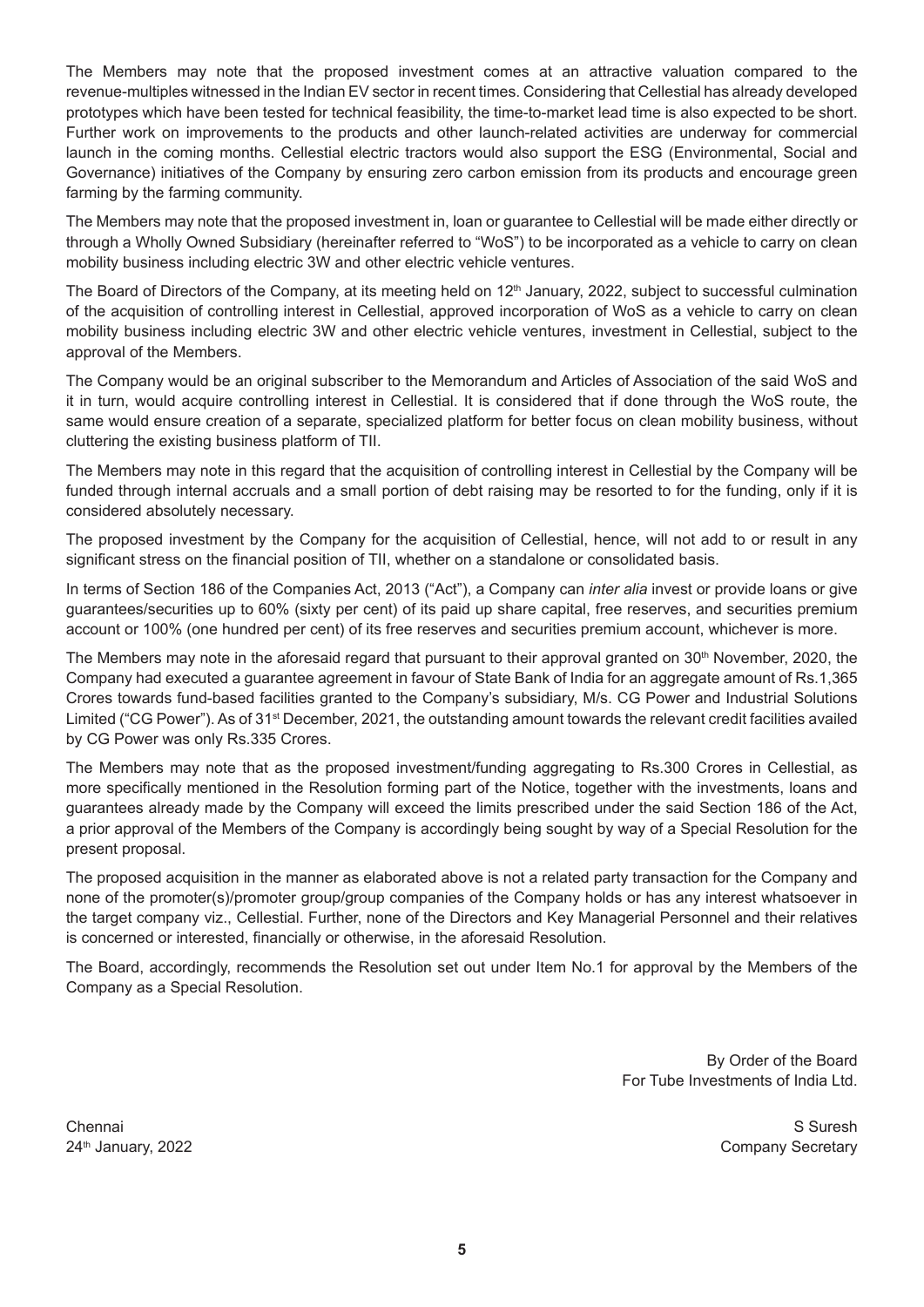The Members may note that the proposed investment comes at an attractive valuation compared to the revenue-multiples witnessed in the Indian EV sector in recent times. Considering that Cellestial has already developed prototypes which have been tested for technical feasibility, the time-to-market lead time is also expected to be short. Further work on improvements to the products and other launch-related activities are underway for commercial launch in the coming months. Cellestial electric tractors would also support the ESG (Environmental, Social and Governance) initiatives of the Company by ensuring zero carbon emission from its products and encourage green farming by the farming community.

The Members may note that the proposed investment in, loan or guarantee to Cellestial will be made either directly or through a Wholly Owned Subsidiary (hereinafter referred to "WoS") to be incorporated as a vehicle to carry on clean mobility business including electric 3W and other electric vehicle ventures.

The Board of Directors of the Company, at its meeting held on 12th January, 2022, subject to successful culmination of the acquisition of controlling interest in Cellestial, approved incorporation of WoS as a vehicle to carry on clean mobility business including electric 3W and other electric vehicle ventures, investment in Cellestial, subject to the approval of the Members.

The Company would be an original subscriber to the Memorandum and Articles of Association of the said WoS and it in turn, would acquire controlling interest in Cellestial. It is considered that if done through the WoS route, the same would ensure creation of a separate, specialized platform for better focus on clean mobility business, without cluttering the existing business platform of TII.

The Members may note in this regard that the acquisition of controlling interest in Cellestial by the Company will be funded through internal accruals and a small portion of debt raising may be resorted to for the funding, only if it is considered absolutely necessary.

The proposed investment by the Company for the acquisition of Cellestial, hence, will not add to or result in any significant stress on the financial position of TII, whether on a standalone or consolidated basis.

In terms of Section 186 of the Companies Act, 2013 ("Act"), a Company can *inter alia* invest or provide loans or give guarantees/securities up to 60% (sixty per cent) of its paid up share capital, free reserves, and securities premium account or 100% (one hundred per cent) of its free reserves and securities premium account, whichever is more.

The Members may note in the aforesaid regard that pursuant to their approval granted on 30th November, 2020, the Company had executed a guarantee agreement in favour of State Bank of India for an aggregate amount of Rs.1,365 Crores towards fund-based facilities granted to the Company's subsidiary, M/s. CG Power and Industrial Solutions Limited ("CG Power"). As of 31st December, 2021, the outstanding amount towards the relevant credit facilities availed by CG Power was only Rs.335 Crores.

The Members may note that as the proposed investment/funding aggregating to Rs.300 Crores in Cellestial, as more specifically mentioned in the Resolution forming part of the Notice, together with the investments, loans and guarantees already made by the Company will exceed the limits prescribed under the said Section 186 of the Act, a prior approval of the Members of the Company is accordingly being sought by way of a Special Resolution for the present proposal.

The proposed acquisition in the manner as elaborated above is not a related party transaction for the Company and none of the promoter(s)/promoter group/group companies of the Company holds or has any interest whatsoever in the target company viz., Cellestial. Further, none of the Directors and Key Managerial Personnel and their relatives is concerned or interested, financially or otherwise, in the aforesaid Resolution.

The Board, accordingly, recommends the Resolution set out under Item No.1 for approval by the Members of the Company as a Special Resolution.

By Order of the Board
For Tube Investments of India Ltd.

Chennai
24th January, 2022

S Suresh
Company Secretary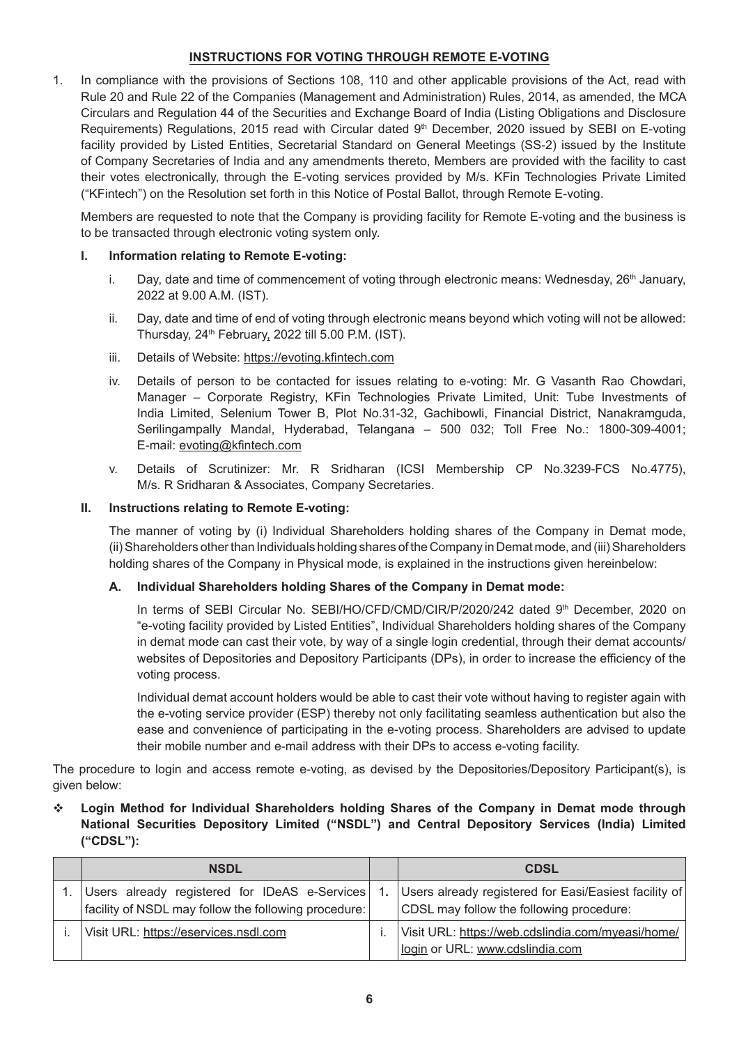## INSTRUCTIONS FOR VOTING THROUGH REMOTE E-VOTING

1. In compliance with the provisions of Sections 108, 110 and other applicable provisions of the Act, read with Rule 20 and Rule 22 of the Companies (Management and Administration) Rules, 2014, as amended, the MCA Circulars and Regulation 44 of the Securities and Exchange Board of India (Listing Obligations and Disclosure Requirements) Regulations, 2015 read with Circular dated 9th December, 2020 issued by SEBI on E-voting facility provided by Listed Entities, Secretarial Standard on General Meetings (SS-2) issued by the Institute of Company Secretaries of India and any amendments thereto, Members are provided with the facility to cast their votes electronically, through the E-voting services provided by M/s. KFin Technologies Private Limited ("KFintech") on the Resolution set forth in this Notice of Postal Ballot, through Remote E-voting.

   Members are requested to note that the Company is providing facility for Remote E-voting and the business is to be transacted through electronic voting system only.

   **I. Information relating to Remote E-voting:**

   i. Day, date and time of commencement of voting through electronic means: Wednesday, 26th January, 2022 at 9.00 A.M. (IST).

   ii. Day, date and time of end of voting through electronic means beyond which voting will not be allowed: Thursday, 24th February, 2022 till 5.00 P.M. (IST).

   iii. Details of Website: https://evoting.kfintech.com

   iv. Details of person to be contacted for issues relating to e-voting: Mr. G Vasanth Rao Chowdari, Manager – Corporate Registry, KFin Technologies Private Limited, Unit: Tube Investments of India Limited, Selenium Tower B, Plot No.31-32, Gachibowli, Financial District, Nanakramguda, Serilingampally Mandal, Hyderabad, Telangana – 500 032; Toll Free No.: 1800-309-4001; E-mail: evoting@kfintech.com

   v. Details of Scrutinizer: Mr. R Sridharan (ICSI Membership CP No.3239-FCS No.4775), M/s. R Sridharan & Associates, Company Secretaries.

   **II. Instructions relating to Remote E-voting:**

   The manner of voting by (i) Individual Shareholders holding shares of the Company in Demat mode, (ii) Shareholders other than Individuals holding shares of the Company in Demat mode, and (iii) Shareholders holding shares of the Company in Physical mode, is explained in the instructions given hereinbelow:

   **A. Individual Shareholders holding Shares of the Company in Demat mode:**

   In terms of SEBI Circular No. SEBI/HO/CFD/CMD/CIR/P/2020/242 dated 9th December, 2020 on "e-voting facility provided by Listed Entities", Individual Shareholders holding shares of the Company in demat mode can cast their vote, by way of a single login credential, through their demat accounts/ websites of Depositories and Depository Participants (DPs), in order to increase the efficiency of the voting process.

   Individual demat account holders would be able to cast their vote without having to register again with the e-voting service provider (ESP) thereby not only facilitating seamless authentication but also the ease and convenience of participating in the e-voting process. Shareholders are advised to update their mobile number and e-mail address with their DPs to access e-voting facility.

The procedure to login and access remote e-voting, as devised by the Depositories/Depository Participant(s), is given below:

❖ **Login Method for Individual Shareholders holding Shares of the Company in Demat mode through National Securities Depository Limited ("NSDL") and Central Depository Services (India) Limited ("CDSL"):**

| | NSDL | | CDSL |
|---|---|---|---|
| 1. | Users already registered for IDeAS e-Services facility of NSDL may follow the following procedure: | 1. | Users already registered for Easi/Easiest facility of CDSL may follow the following procedure: |
| i. | Visit URL: https://eservices.nsdl.com | i. | Visit URL: https://web.cdslindia.com/myeasi/home/login or URL: www.cdslindia.com |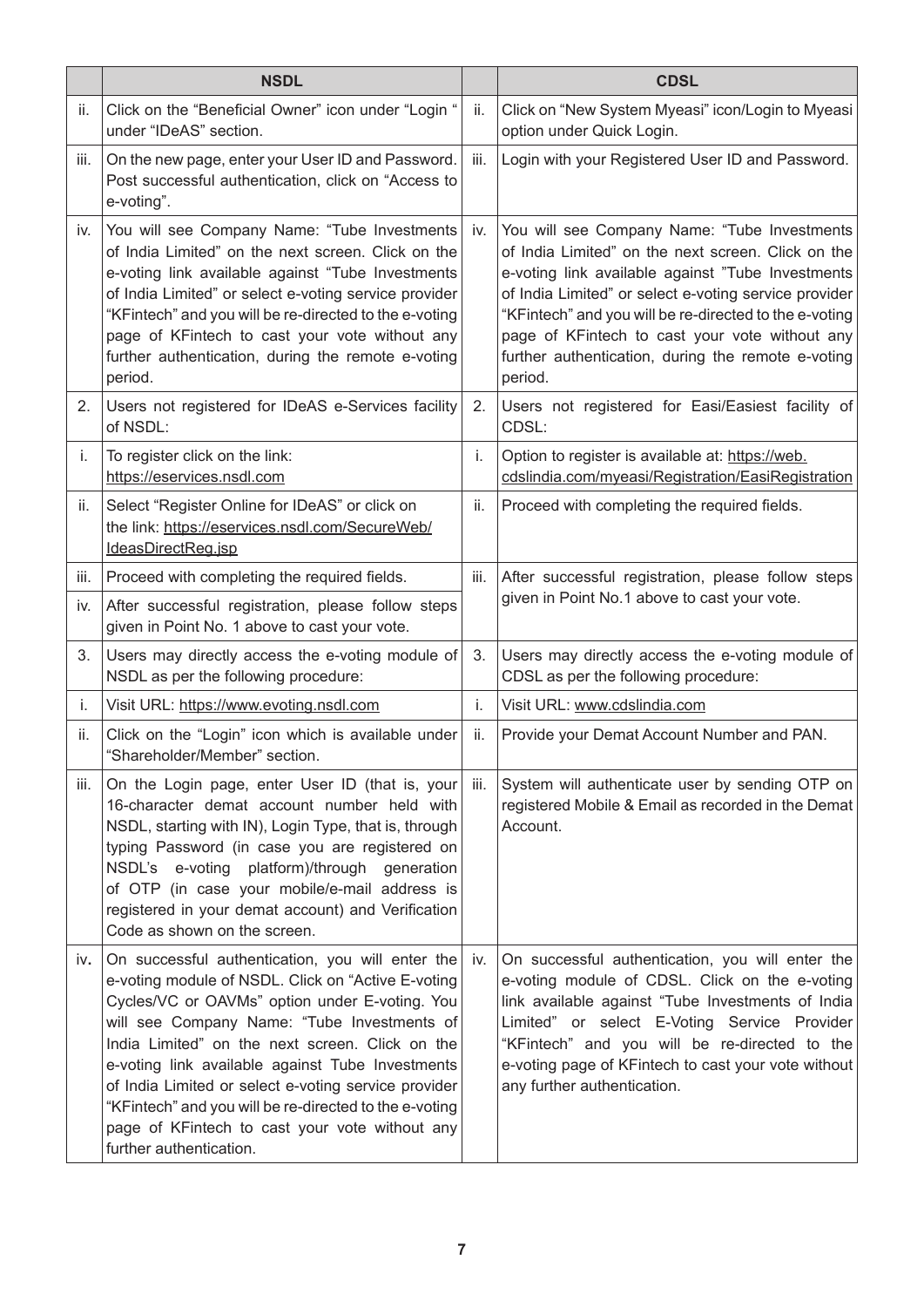| | NSDL | | CDSL |
|---|---|---|---|
| ii. | Click on the "Beneficial Owner" icon under "Login " under "IDeAS" section. | ii. | Click on "New System Myeasi" icon/Login to Myeasi option under Quick Login. |
| iii. | On the new page, enter your User ID and Password. Post successful authentication, click on "Access to e-voting". | iii. | Login with your Registered User ID and Password. |
| iv. | You will see Company Name: "Tube Investments of India Limited" on the next screen. Click on the e-voting link available against "Tube Investments of India Limited" or select e-voting service provider "KFintech" and you will be re-directed to the e-voting page of KFintech to cast your vote without any further authentication, during the remote e-voting period. | iv. | You will see Company Name: "Tube Investments of India Limited" on the next screen. Click on the e-voting link available against "Tube Investments of India Limited" or select e-voting service provider "KFintech" and you will be re-directed to the e-voting page of KFintech to cast your vote without any further authentication, during the remote e-voting period. |
| 2. | Users not registered for IDeAS e-Services facility of NSDL: | 2. | Users not registered for Easi/Easiest facility of CDSL: |
| i. | To register click on the link: https://eservices.nsdl.com | i. | Option to register is available at: https://web.cdslindia.com/myeasi/Registration/EasiRegistration |
| ii. | Select "Register Online for IDeAS" or click on the link: https://eservices.nsdl.com/SecureWeb/IdeasDirectReg.jsp | ii. | Proceed with completing the required fields. |
| iii. | Proceed with completing the required fields. | iii. | After successful registration, please follow steps given in Point No.1 above to cast your vote. |
| iv. | After successful registration, please follow steps given in Point No. 1 above to cast your vote. | | |
| 3. | Users may directly access the e-voting module of NSDL as per the following procedure: | 3. | Users may directly access the e-voting module of CDSL as per the following procedure: |
| i. | Visit URL: https://www.evoting.nsdl.com | i. | Visit URL: www.cdslindia.com |
| ii. | Click on the "Login" icon which is available under "Shareholder/Member" section. | ii. | Provide your Demat Account Number and PAN. |
| iii. | On the Login page, enter User ID (that is, your 16-character demat account number held with NSDL, starting with IN), Login Type, that is, through typing Password (in case you are registered on NSDL's e-voting platform)/through generation of OTP (in case your mobile/e-mail address is registered in your demat account) and Verification Code as shown on the screen. | iii. | System will authenticate user by sending OTP on registered Mobile & Email as recorded in the Demat Account. |
| iv. | On successful authentication, you will enter the e-voting module of NSDL. Click on "Active E-voting Cycles/VC or OAVMs" option under E-voting. You will see Company Name: "Tube Investments of India Limited" on the next screen. Click on the e-voting link available against Tube Investments of India Limited or select e-voting service provider "KFintech" and you will be re-directed to the e-voting page of KFintech to cast your vote without any further authentication. | iv. | On successful authentication, you will enter the e-voting module of CDSL. Click on the e-voting link available against "Tube Investments of India Limited" or select E-Voting Service Provider "KFintech" and you will be re-directed to the e-voting page of KFintech to cast your vote without any further authentication. |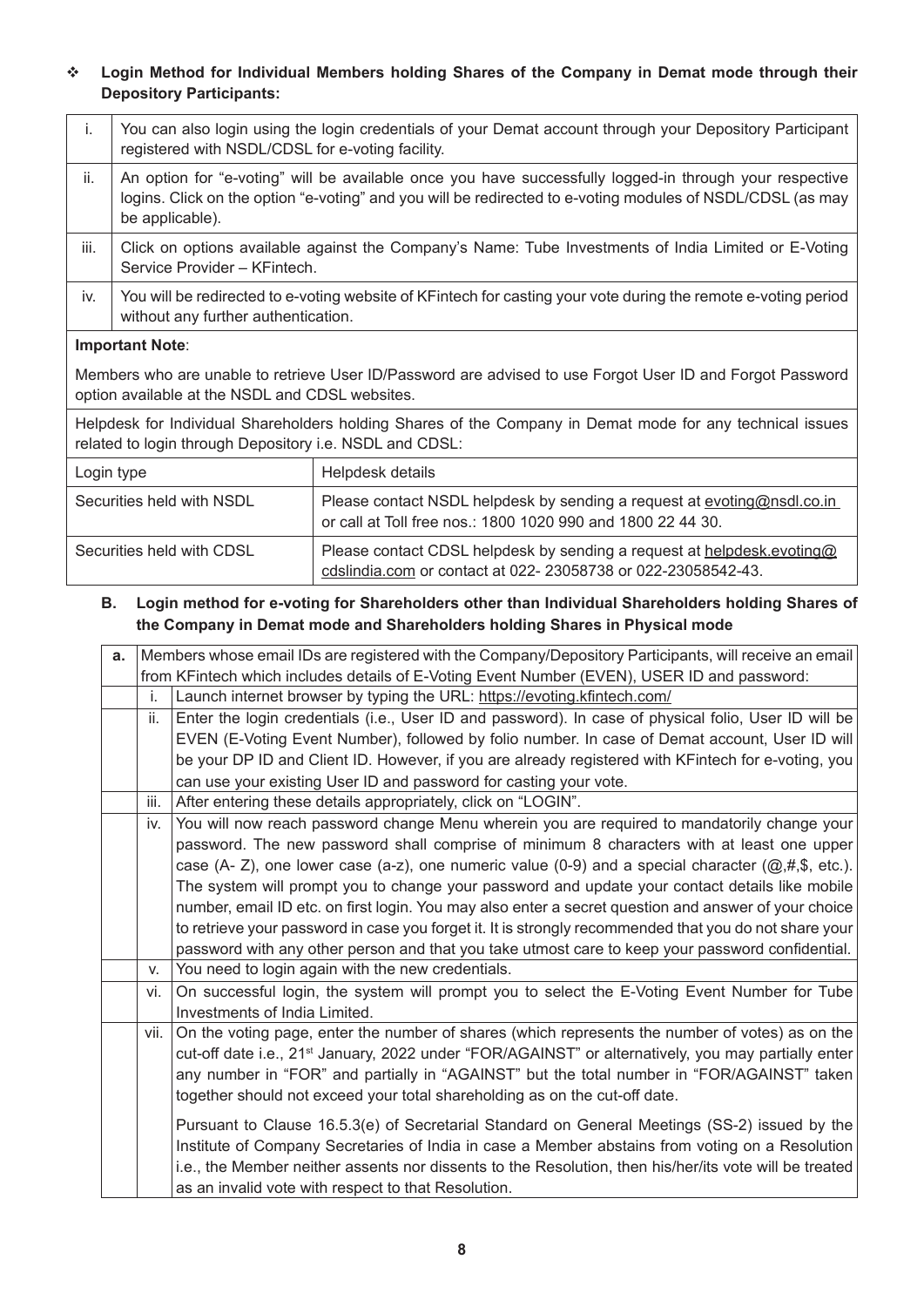❖ **Login Method for Individual Members holding Shares of the Company in Demat mode through their Depository Participants:**

| | |
|---|---|
| i. | You can also login using the login credentials of your Demat account through your Depository Participant registered with NSDL/CDSL for e-voting facility. |
| ii. | An option for "e-voting" will be available once you have successfully logged-in through your respective logins. Click on the option "e-voting" and you will be redirected to e-voting modules of NSDL/CDSL (as may be applicable). |
| iii. | Click on options available against the Company's Name: Tube Investments of India Limited or E-Voting Service Provider – KFintech. |
| iv. | You will be redirected to e-voting website of KFintech for casting your vote during the remote e-voting period without any further authentication. |

**Important Note**:

Members who are unable to retrieve User ID/Password are advised to use Forgot User ID and Forgot Password option available at the NSDL and CDSL websites.

Helpdesk for Individual Shareholders holding Shares of the Company in Demat mode for any technical issues related to login through Depository i.e. NSDL and CDSL:

| Login type | Helpdesk details |
|---|---|
| Securities held with NSDL | Please contact NSDL helpdesk by sending a request at evoting@nsdl.co.in or call at Toll free nos.: 1800 1020 990 and 1800 22 44 30. |
| Securities held with CDSL | Please contact CDSL helpdesk by sending a request at helpdesk.evoting@cdslindia.com or contact at 022- 23058738 or 022-23058542-43. |

**B. Login method for e-voting for Shareholders other than Individual Shareholders holding Shares of the Company in Demat mode and Shareholders holding Shares in Physical mode**

| | | |
|---|---|---|
| **a.** | Members whose email IDs are registered with the Company/Depository Participants, will receive an email from KFintech which includes details of E-Voting Event Number (EVEN), USER ID and password: | |
| | i. | Launch internet browser by typing the URL: https://evoting.kfintech.com/ |
| | ii. | Enter the login credentials (i.e., User ID and password). In case of physical folio, User ID will be EVEN (E-Voting Event Number), followed by folio number. In case of Demat account, User ID will be your DP ID and Client ID. However, if you are already registered with KFintech for e-voting, you can use your existing User ID and password for casting your vote. |
| | iii. | After entering these details appropriately, click on "LOGIN". |
| | iv. | You will now reach password change Menu wherein you are required to mandatorily change your password. The new password shall comprise of minimum 8 characters with at least one upper case (A- Z), one lower case (a-z), one numeric value (0-9) and a special character (@,#,$, etc.). The system will prompt you to change your password and update your contact details like mobile number, email ID etc. on first login. You may also enter a secret question and answer of your choice to retrieve your password in case you forget it. It is strongly recommended that you do not share your password with any other person and that you take utmost care to keep your password confidential. |
| | v. | You need to login again with the new credentials. |
| | vi. | On successful login, the system will prompt you to select the E-Voting Event Number for Tube Investments of India Limited. |
| | vii. | On the voting page, enter the number of shares (which represents the number of votes) as on the cut-off date i.e., 21st January, 2022 under "FOR/AGAINST" or alternatively, you may partially enter any number in "FOR" and partially in "AGAINST" but the total number in "FOR/AGAINST" taken together should not exceed your total shareholding as on the cut-off date.<br><br>Pursuant to Clause 16.5.3(e) of Secretarial Standard on General Meetings (SS-2) issued by the Institute of Company Secretaries of India in case a Member abstains from voting on a Resolution i.e., the Member neither assents nor dissents to the Resolution, then his/her/its vote will be treated as an invalid vote with respect to that Resolution. |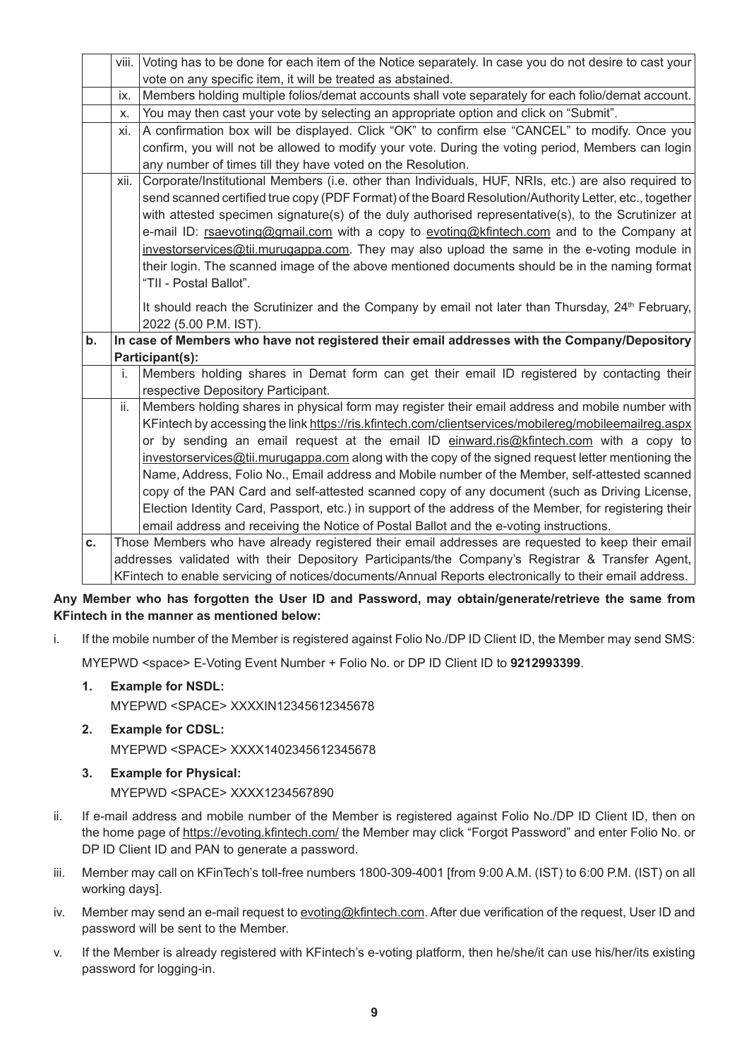| | | |
|---|---|---|
| | viii. | Voting has to be done for each item of the Notice separately. In case you do not desire to cast your vote on any specific item, it will be treated as abstained. |
| | ix. | Members holding multiple folios/demat accounts shall vote separately for each folio/demat account. |
| | x. | You may then cast your vote by selecting an appropriate option and click on "Submit". |
| | xi. | A confirmation box will be displayed. Click "OK" to confirm else "CANCEL" to modify. Once you confirm, you will not be allowed to modify your vote. During the voting period, Members can login any number of times till they have voted on the Resolution. |
| | xii. | Corporate/Institutional Members (i.e. other than Individuals, HUF, NRIs, etc.) are also required to send scanned certified true copy (PDF Format) of the Board Resolution/Authority Letter, etc., together with attested specimen signature(s) of the duly authorised representative(s), to the Scrutinizer at e-mail ID: rsaevoting@gmail.com with a copy to evoting@kfintech.com and to the Company at investorservices@tii.murugappa.com. They may also upload the same in the e-voting module in their login. The scanned image of the above mentioned documents should be in the naming format "TII - Postal Ballot".<br><br>It should reach the Scrutinizer and the Company by email not later than Thursday, 24th February, 2022 (5.00 P.M. IST). |
| **b.** | **In case of Members who have not registered their email addresses with the Company/Depository Participant(s):** | |
| | i. | Members holding shares in Demat form can get their email ID registered by contacting their respective Depository Participant. |
| | ii. | Members holding shares in physical form may register their email address and mobile number with KFintech by accessing the link https://ris.kfintech.com/clientservices/mobilereg/mobileemailreg.aspx or by sending an email request at the email ID einward.ris@kfintech.com with a copy to investorservices@tii.murugappa.com along with the copy of the signed request letter mentioning the Name, Address, Folio No., Email address and Mobile number of the Member, self-attested scanned copy of the PAN Card and self-attested scanned copy of any document (such as Driving License, Election Identity Card, Passport, etc.) in support of the address of the Member, for registering their email address and receiving the Notice of Postal Ballot and the e-voting instructions. |
| **c.** | Those Members who have already registered their email addresses are requested to keep their email addresses validated with their Depository Participants/the Company's Registrar & Transfer Agent, KFintech to enable servicing of notices/documents/Annual Reports electronically to their email address. | |

**Any Member who has forgotten the User ID and Password, may obtain/generate/retrieve the same from KFintech in the manner as mentioned below:**

i. If the mobile number of the Member is registered against Folio No./DP ID Client ID, the Member may send SMS:

   MYEPWD <space> E-Voting Event Number + Folio No. or DP ID Client ID to **9212993399**.

   1. **Example for NSDL:**

      MYEPWD <SPACE> XXXXIN12345612345678

   2. **Example for CDSL:**

      MYEPWD <SPACE> XXXX1402345612345678

   3. **Example for Physical:**

      MYEPWD <SPACE> XXXX1234567890

ii. If e-mail address and mobile number of the Member is registered against Folio No./DP ID Client ID, then on the home page of https://evoting.kfintech.com/ the Member may click "Forgot Password" and enter Folio No. or DP ID Client ID and PAN to generate a password.

iii. Member may call on KFinTech's toll-free numbers 1800-309-4001 [from 9:00 A.M. (IST) to 6:00 P.M. (IST) on all working days].

iv. Member may send an e-mail request to evoting@kfintech.com. After due verification of the request, User ID and password will be sent to the Member.

v. If the Member is already registered with KFintech's e-voting platform, then he/she/it can use his/her/its existing password for logging-in.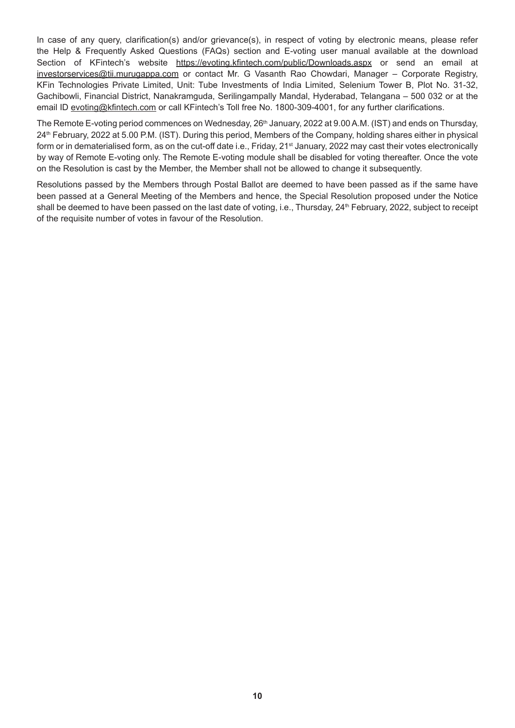In case of any query, clarification(s) and/or grievance(s), in respect of voting by electronic means, please refer the Help & Frequently Asked Questions (FAQs) section and E-voting user manual available at the download Section of KFintech's website https://evoting.kfintech.com/public/Downloads.aspx or send an email at investorservices@tii.murugappa.com or contact Mr. G Vasanth Rao Chowdari, Manager – Corporate Registry, KFin Technologies Private Limited, Unit: Tube Investments of India Limited, Selenium Tower B, Plot No. 31-32, Gachibowli, Financial District, Nanakramguda, Serilingampally Mandal, Hyderabad, Telangana – 500 032 or at the email ID evoting@kfintech.com or call KFintech's Toll free No. 1800-309-4001, for any further clarifications.

The Remote E-voting period commences on Wednesday, 26th January, 2022 at 9.00 A.M. (IST) and ends on Thursday, 24th February, 2022 at 5.00 P.M. (IST). During this period, Members of the Company, holding shares either in physical form or in dematerialised form, as on the cut-off date i.e., Friday, 21st January, 2022 may cast their votes electronically by way of Remote E-voting only. The Remote E-voting module shall be disabled for voting thereafter. Once the vote on the Resolution is cast by the Member, the Member shall not be allowed to change it subsequently.

Resolutions passed by the Members through Postal Ballot are deemed to have been passed as if the same have been passed at a General Meeting of the Members and hence, the Special Resolution proposed under the Notice shall be deemed to have been passed on the last date of voting, i.e., Thursday, 24th February, 2022, subject to receipt of the requisite number of votes in favour of the Resolution.